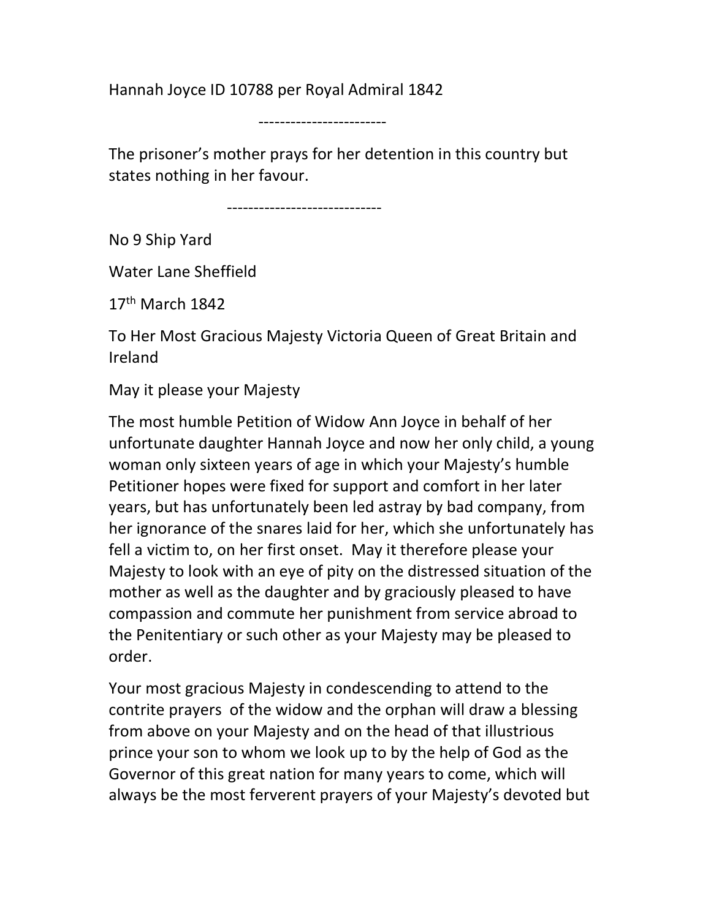Hannah Joyce ID 10788 per Royal Admiral 1842

------------------------

The prisoner's mother prays for her detention in this country but states nothing in her favour.

-----------------------------

No 9 Ship Yard

Water Lane Sheffield

17th March 1842

To Her Most Gracious Majesty Victoria Queen of Great Britain and Ireland

May it please your Majesty

The most humble Petition of Widow Ann Joyce in behalf of her unfortunate daughter Hannah Joyce and now her only child, a young woman only sixteen years of age in which your Majesty's humble Petitioner hopes were fixed for support and comfort in her later years, but has unfortunately been led astray by bad company, from her ignorance of the snares laid for her, which she unfortunately has fell a victim to, on her first onset. May it therefore please your Majesty to look with an eye of pity on the distressed situation of the mother as well as the daughter and by graciously pleased to have compassion and commute her punishment from service abroad to the Penitentiary or such other as your Majesty may be pleased to order.

Your most gracious Majesty in condescending to attend to the contrite prayers of the widow and the orphan will draw a blessing from above on your Majesty and on the head of that illustrious prince your son to whom we look up to by the help of God as the Governor of this great nation for many years to come, which will always be the most ferverent prayers of your Majesty's devoted but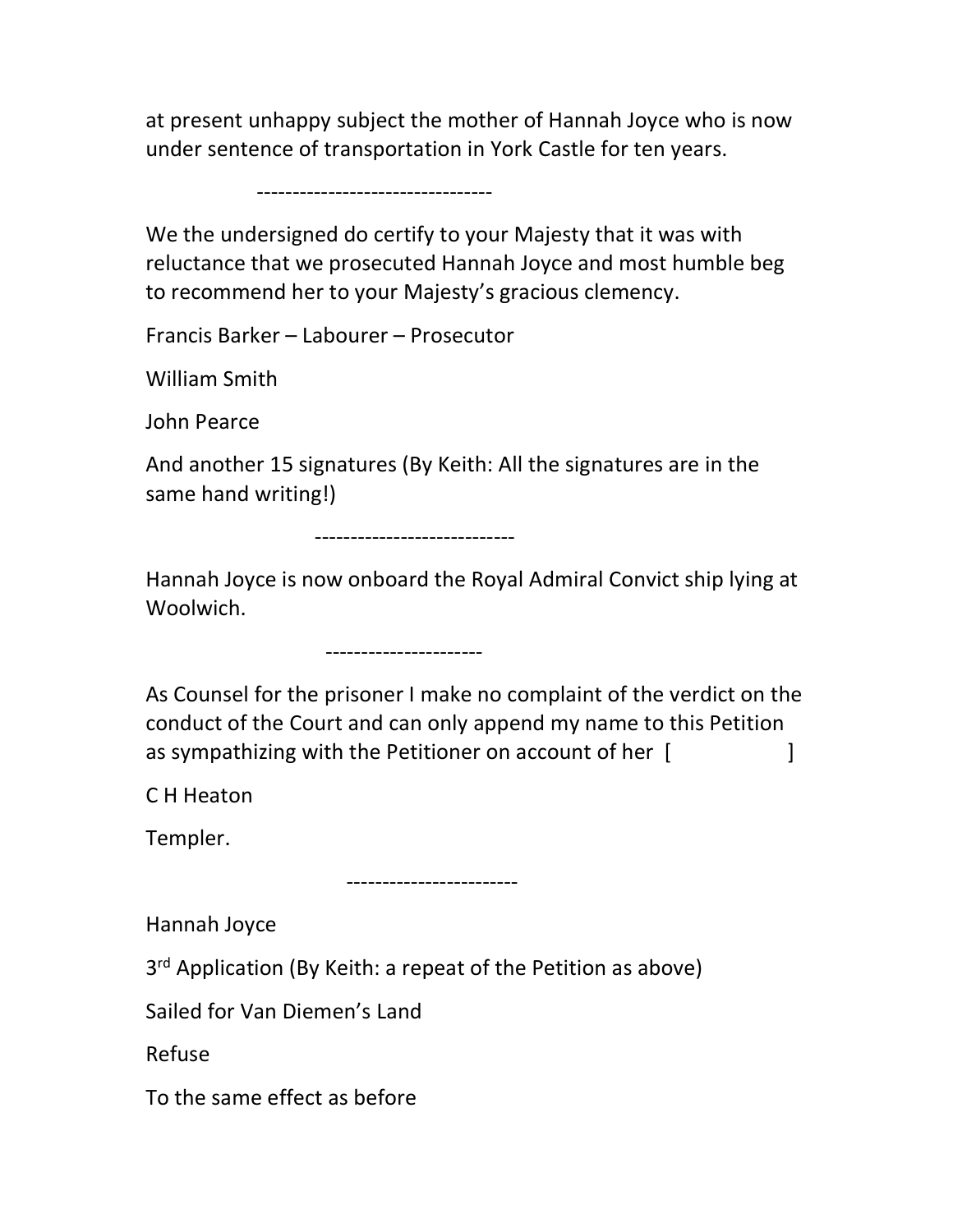at present unhappy subject the mother of Hannah Joyce who is now under sentence of transportation in York Castle for ten years.

---------------------------------

We the undersigned do certify to your Majesty that it was with reluctance that we prosecuted Hannah Joyce and most humble beg to recommend her to your Majesty's gracious clemency.

Francis Barker – Labourer – Prosecutor

William Smith

John Pearce

And another 15 signatures (By Keith: All the signatures are in the same hand writing!)

----------------------------

Hannah Joyce is now onboard the Royal Admiral Convict ship lying at Woolwich.

----------------------

As Counsel for the prisoner I make no complaint of the verdict on the conduct of the Court and can only append my name to this Petition as sympathizing with the Petitioner on account of her [ ]

C H Heaton

Templer.

------------------------

Hannah Joyce

3rd Application (By Keith: a repeat of the Petition as above)

Sailed for Van Diemen's Land

Refuse

To the same effect as before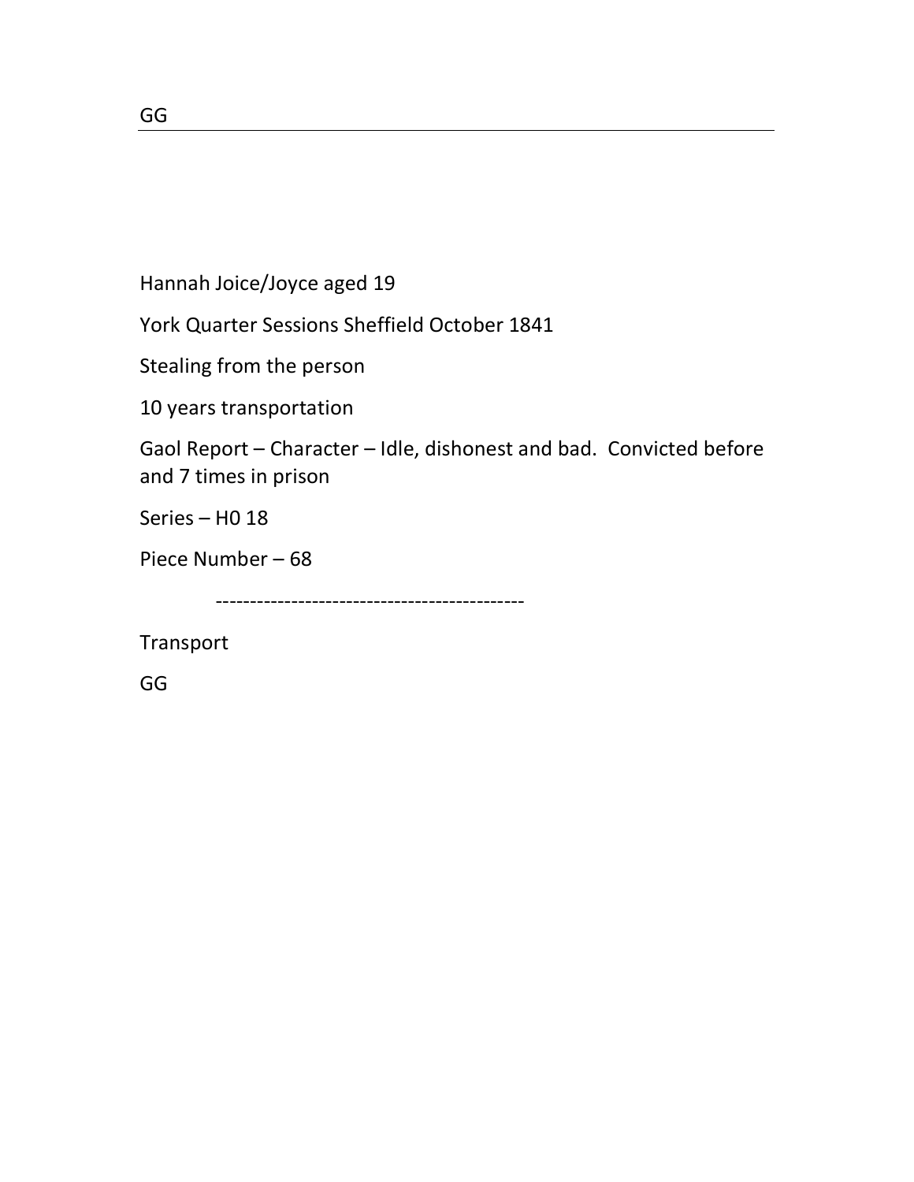Hannah Joice/Joyce aged 19

York Quarter Sessions Sheffield October 1841

Stealing from the person

10 years transportation

Gaol Report – Character – Idle, dishonest and bad. Convicted before and 7 times in prison

Series – H0 18

Piece Number – 68

---------------------------------------------

Transport

GG